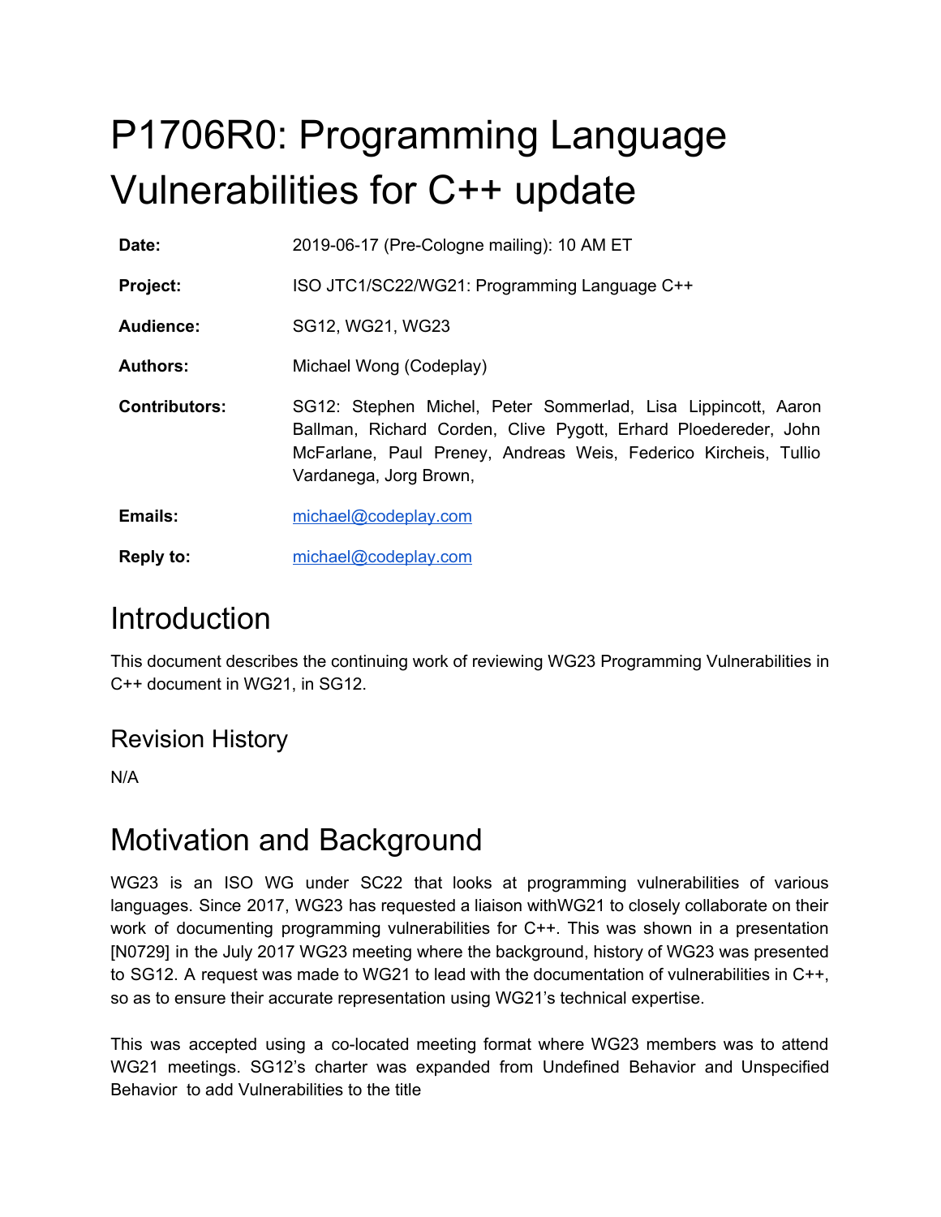# P1706R0: Programming Language Vulnerabilities for C++ update

| | |
|---|---|
| **Date:** | 2019-06-17 (Pre-Cologne mailing): 10 AM ET |
| **Project:** | ISO JTC1/SC22/WG21: Programming Language C++ |
| **Audience:** | SG12, WG21, WG23 |
| **Authors:** | Michael Wong (Codeplay) |
| **Contributors:** | SG12: Stephen Michel, Peter Sommerlad, Lisa Lippincott, Aaron Ballman, Richard Corden, Clive Pygott, Erhard Ploedereder, John McFarlane, Paul Preney, Andreas Weis, Federico Kircheis, Tullio Vardanega, Jorg Brown, |
| **Emails:** | michael@codeplay.com |
| **Reply to:** | michael@codeplay.com |

# Introduction

This document describes the continuing work of reviewing WG23 Programming Vulnerabilities in C++ document in WG21, in SG12.

## Revision History

N/A

# Motivation and Background

WG23 is an ISO WG under SC22 that looks at programming vulnerabilities of various languages. Since 2017, WG23 has requested a liaison withWG21 to closely collaborate on their work of documenting programming vulnerabilities for C++. This was shown in a presentation [N0729] in the July 2017 WG23 meeting where the background, history of WG23 was presented to SG12. A request was made to WG21 to lead with the documentation of vulnerabilities in C++, so as to ensure their accurate representation using WG21's technical expertise.

This was accepted using a co-located meeting format where WG23 members was to attend WG21 meetings. SG12's charter was expanded from Undefined Behavior and Unspecified Behavior to add Vulnerabilities to the title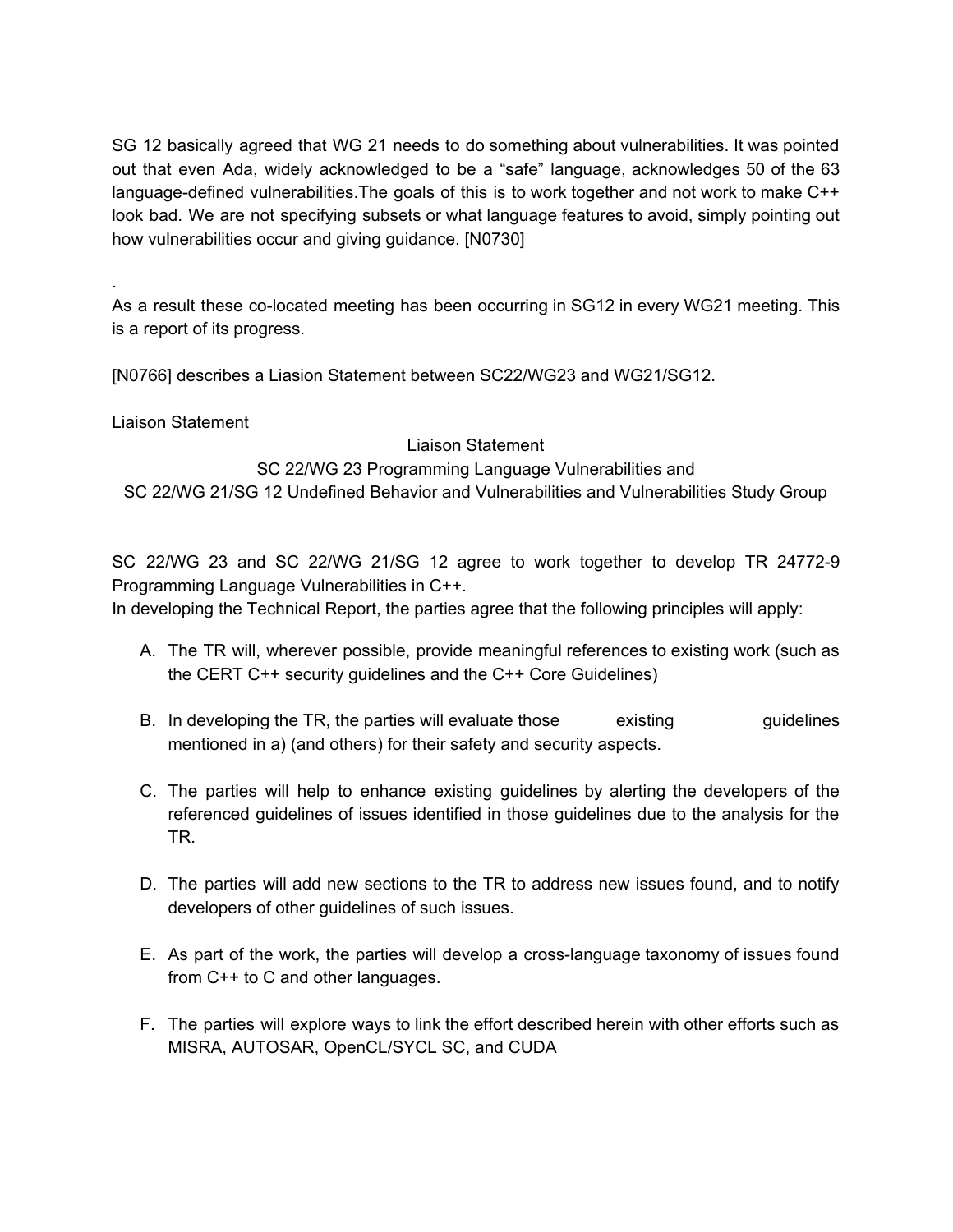SG 12 basically agreed that WG 21 needs to do something about vulnerabilities. It was pointed out that even Ada, widely acknowledged to be a "safe" language, acknowledges 50 of the 63 language-defined vulnerabilities.The goals of this is to work together and not work to make C++ look bad. We are not specifying subsets or what language features to avoid, simply pointing out how vulnerabilities occur and giving guidance. [N0730]

.
As a result these co-located meeting has been occurring in SG12 in every WG21 meeting. This is a report of its progress.

[N0766] describes a Liasion Statement between SC22/WG23 and WG21/SG12.

Liaison Statement

Liaison Statement
SC 22/WG 23 Programming Language Vulnerabilities and
SC 22/WG 21/SG 12 Undefined Behavior and Vulnerabilities and Vulnerabilities Study Group

SC 22/WG 23 and SC 22/WG 21/SG 12 agree to work together to develop TR 24772-9 Programming Language Vulnerabilities in C++.
In developing the Technical Report, the parties agree that the following principles will apply:

A. The TR will, wherever possible, provide meaningful references to existing work (such as the CERT C++ security guidelines and the C++ Core Guidelines)

B. In developing the TR, the parties will evaluate those existing guidelines mentioned in a) (and others) for their safety and security aspects.

C. The parties will help to enhance existing guidelines by alerting the developers of the referenced guidelines of issues identified in those guidelines due to the analysis for the TR.

D. The parties will add new sections to the TR to address new issues found, and to notify developers of other guidelines of such issues.

E. As part of the work, the parties will develop a cross-language taxonomy of issues found from C++ to C and other languages.

F. The parties will explore ways to link the effort described herein with other efforts such as MISRA, AUTOSAR, OpenCL/SYCL SC, and CUDA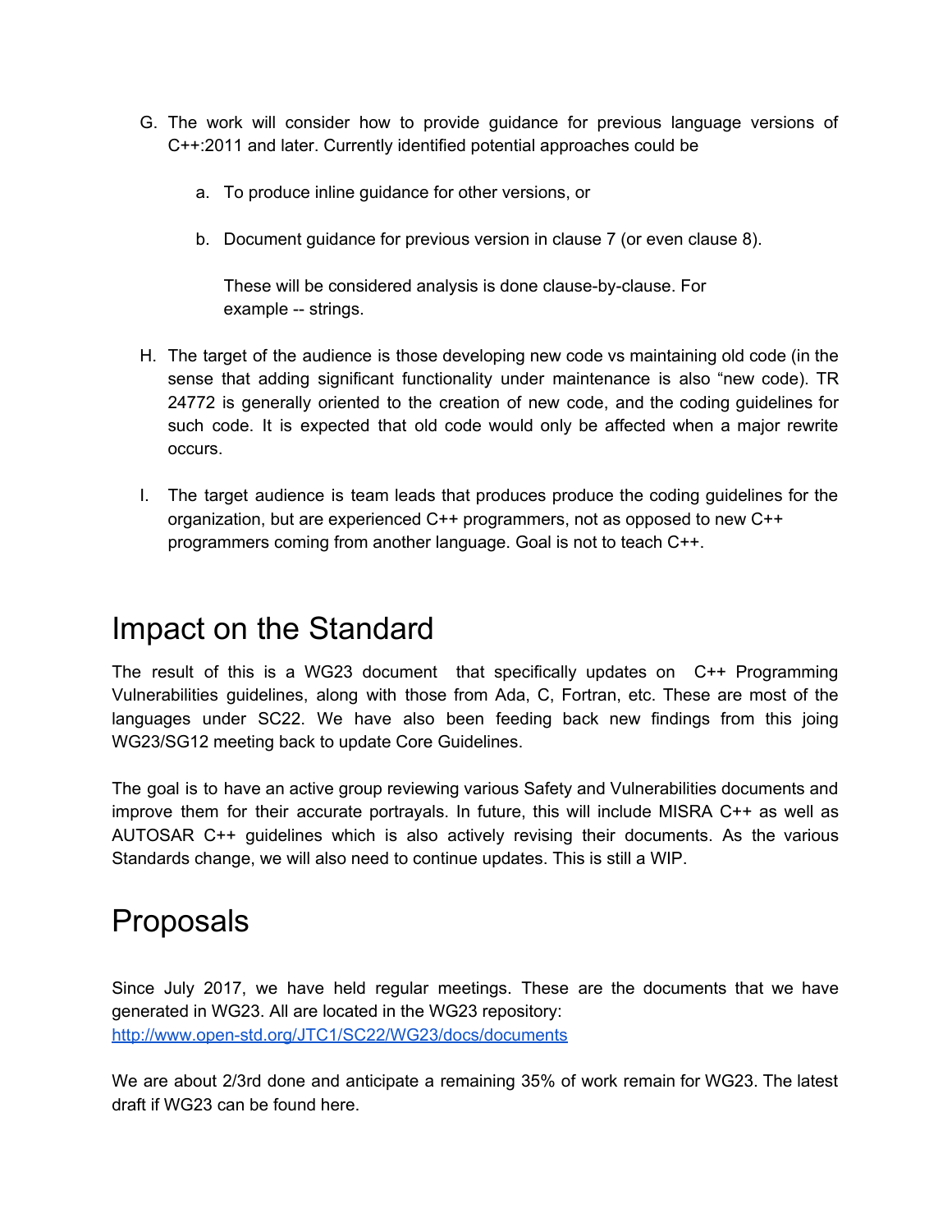G. The work will consider how to provide guidance for previous language versions of C++:2011 and later. Currently identified potential approaches could be

    a. To produce inline guidance for other versions, or

    b. Document guidance for previous version in clause 7 (or even clause 8).

       These will be considered analysis is done clause-by-clause. For example -- strings.

H. The target of the audience is those developing new code vs maintaining old code (in the sense that adding significant functionality under maintenance is also "new code). TR 24772 is generally oriented to the creation of new code, and the coding guidelines for such code. It is expected that old code would only be affected when a major rewrite occurs.

I. The target audience is team leads that produces produce the coding guidelines for the organization, but are experienced C++ programmers, not as opposed to new C++ programmers coming from another language. Goal is not to teach C++.

# Impact on the Standard

The result of this is a WG23 document that specifically updates on C++ Programming Vulnerabilities guidelines, along with those from Ada, C, Fortran, etc. These are most of the languages under SC22. We have also been feeding back new findings from this joing WG23/SG12 meeting back to update Core Guidelines.

The goal is to have an active group reviewing various Safety and Vulnerabilities documents and improve them for their accurate portrayals. In future, this will include MISRA C++ as well as AUTOSAR C++ guidelines which is also actively revising their documents. As the various Standards change, we will also need to continue updates. This is still a WIP.

# Proposals

Since July 2017, we have held regular meetings. These are the documents that we have generated in WG23. All are located in the WG23 repository:
[http://www.open-std.org/JTC1/SC22/WG23/docs/documents](http://www.open-std.org/JTC1/SC22/WG23/docs/documents)

We are about 2/3rd done and anticipate a remaining 35% of work remain for WG23. The latest draft if WG23 can be found here.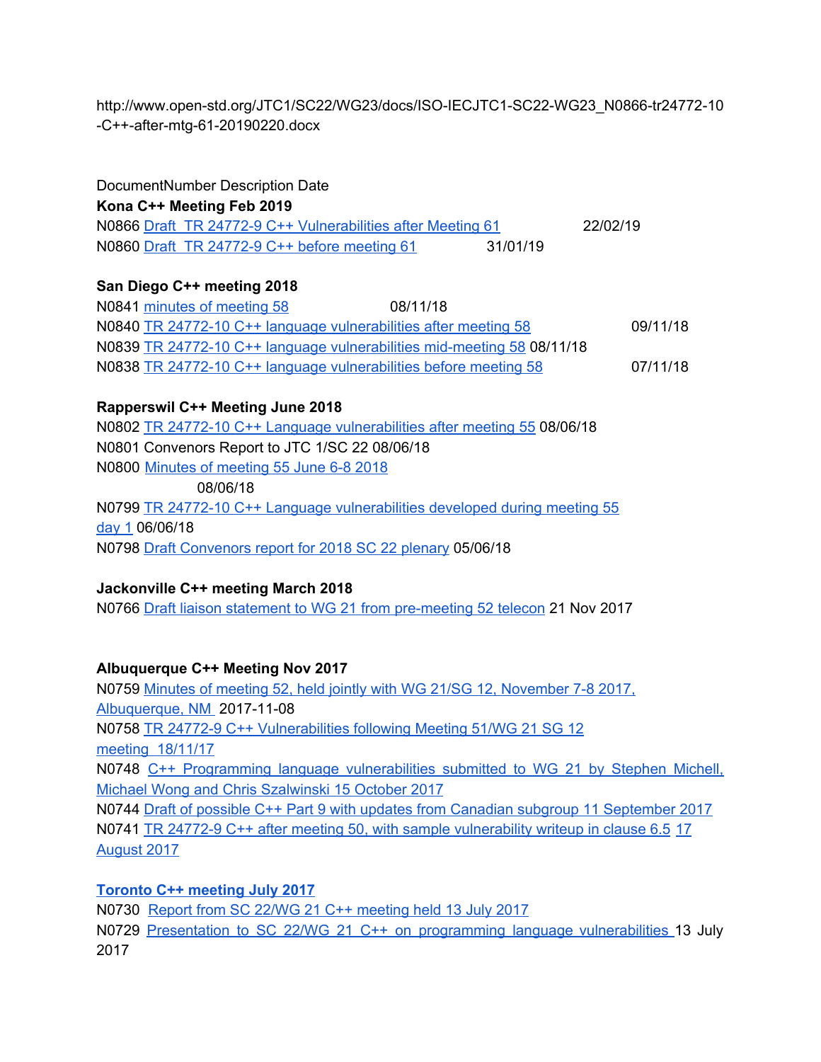http://www.open-std.org/JTC1/SC22/WG23/docs/ISO-IECJTC1-SC22-WG23_N0866-tr24772-10-C++-after-mtg-61-20190220.docx

DocumentNumber Description Date

**Kona C++ Meeting Feb 2019**

N0866 Draft TR 24772-9 C++ Vulnerabilities after Meeting 61 22/02/19
N0860 Draft TR 24772-9 C++ before meeting 61 31/01/19

**San Diego C++ meeting 2018**

N0841 minutes of meeting 58 08/11/18
N0840 TR 24772-10 C++ language vulnerabilities after meeting 58 09/11/18
N0839 TR 24772-10 C++ language vulnerabilities mid-meeting 58 08/11/18
N0838 TR 24772-10 C++ language vulnerabilities before meeting 58 07/11/18

**Rapperswil C++ Meeting June 2018**

N0802 TR 24772-10 C++ Language vulnerabilities after meeting 55 08/06/18
N0801 Convenors Report to JTC 1/SC 22 08/06/18
N0800 Minutes of meeting 55 June 6-8 2018 08/06/18
N0799 TR 24772-10 C++ Language vulnerabilities developed during meeting 55 day 1 06/06/18
N0798 Draft Convenors report for 2018 SC 22 plenary 05/06/18

**Jackonville C++ meeting March 2018**

N0766 Draft liaison statement to WG 21 from pre-meeting 52 telecon 21 Nov 2017

**Albuquerque C++ Meeting Nov 2017**

N0759 Minutes of meeting 52, held jointly with WG 21/SG 12, November 7-8 2017, Albuquerque, NM 2017-11-08
N0758 TR 24772-9 C++ Vulnerabilities following Meeting 51/WG 21 SG 12 meeting 18/11/17
N0748 C++ Programming language vulnerabilities submitted to WG 21 by Stephen Michell, Michael Wong and Chris Szalwinski 15 October 2017
N0744 Draft of possible C++ Part 9 with updates from Canadian subgroup 11 September 2017
N0741 TR 24772-9 C++ after meeting 50, with sample vulnerability writeup in clause 6.5 17 August 2017

**Toronto C++ meeting July 2017**

N0730 Report from SC 22/WG 21 C++ meeting held 13 July 2017
N0729 Presentation to SC 22/WG 21 C++ on programming language vulnerabilities 13 July 2017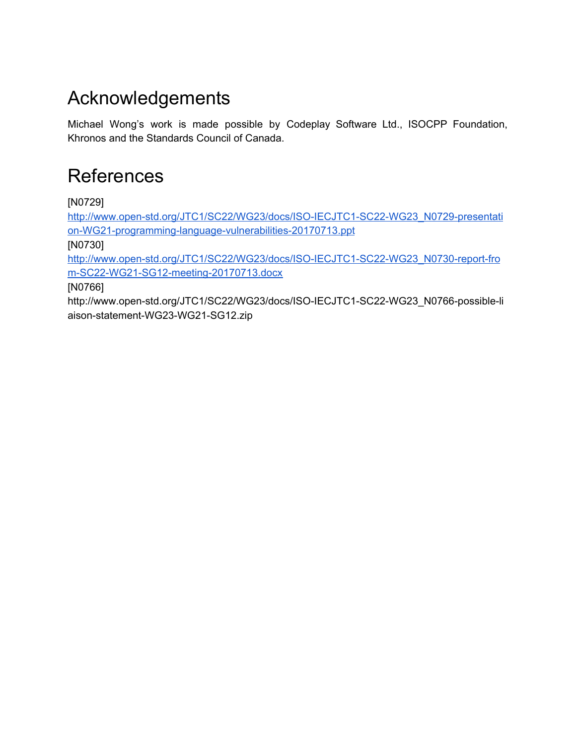# Acknowledgements

Michael Wong's work is made possible by Codeplay Software Ltd., ISOCPP Foundation, Khronos and the Standards Council of Canada.

# References

[N0729]
[http://www.open-std.org/JTC1/SC22/WG23/docs/ISO-IECJTC1-SC22-WG23_N0729-presentation-WG21-programming-language-vulnerabilities-20170713.ppt](http://www.open-std.org/JTC1/SC22/WG23/docs/ISO-IECJTC1-SC22-WG23_N0729-presentation-WG21-programming-language-vulnerabilities-20170713.ppt)

[N0730]
[http://www.open-std.org/JTC1/SC22/WG23/docs/ISO-IECJTC1-SC22-WG23_N0730-report-from-SC22-WG21-SG12-meeting-20170713.docx](http://www.open-std.org/JTC1/SC22/WG23/docs/ISO-IECJTC1-SC22-WG23_N0730-report-from-SC22-WG21-SG12-meeting-20170713.docx)

[N0766]
http://www.open-std.org/JTC1/SC22/WG23/docs/ISO-IECJTC1-SC22-WG23_N0766-possible-liaison-statement-WG23-WG21-SG12.zip